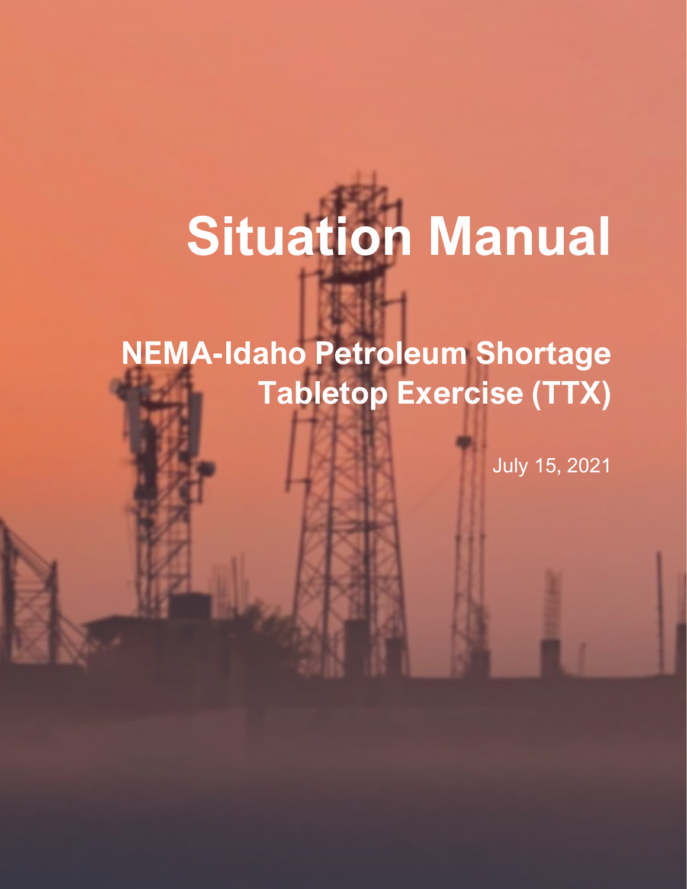# Situation Manual

## NEMA-Idaho Petroleum Shortage Tabletop Exercise (TTX)

July 15, 2021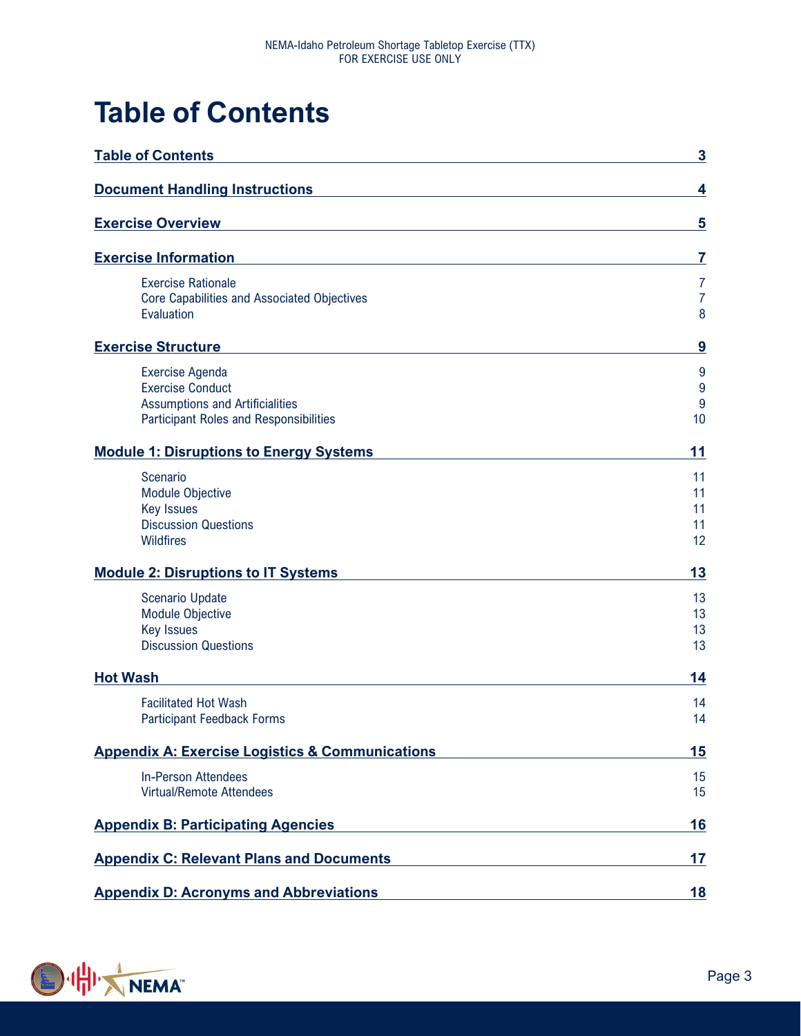# Table of Contents

**Table of Contents** 3

**Document Handling Instructions** 4

**Exercise Overview** 5

**Exercise Information** 7

- Exercise Rationale 7
- Core Capabilities and Associated Objectives 7
- Evaluation 8

**Exercise Structure** 9

- Exercise Agenda 9
- Exercise Conduct 9
- Assumptions and Artificialities 9
- Participant Roles and Responsibilities 10

**Module 1: Disruptions to Energy Systems** 11

- Scenario 11
- Module Objective 11
- Key Issues 11
- Discussion Questions 11
- Wildfires 12

**Module 2: Disruptions to IT Systems** 13

- Scenario Update 13
- Module Objective 13
- Key Issues 13
- Discussion Questions 13

**Hot Wash** 14

- Facilitated Hot Wash 14
- Participant Feedback Forms 14

**Appendix A: Exercise Logistics & Communications** 15

- In-Person Attendees 15
- Virtual/Remote Attendees 15

**Appendix B: Participating Agencies** 16

**Appendix C: Relevant Plans and Documents** 17

**Appendix D: Acronyms and Abbreviations** 18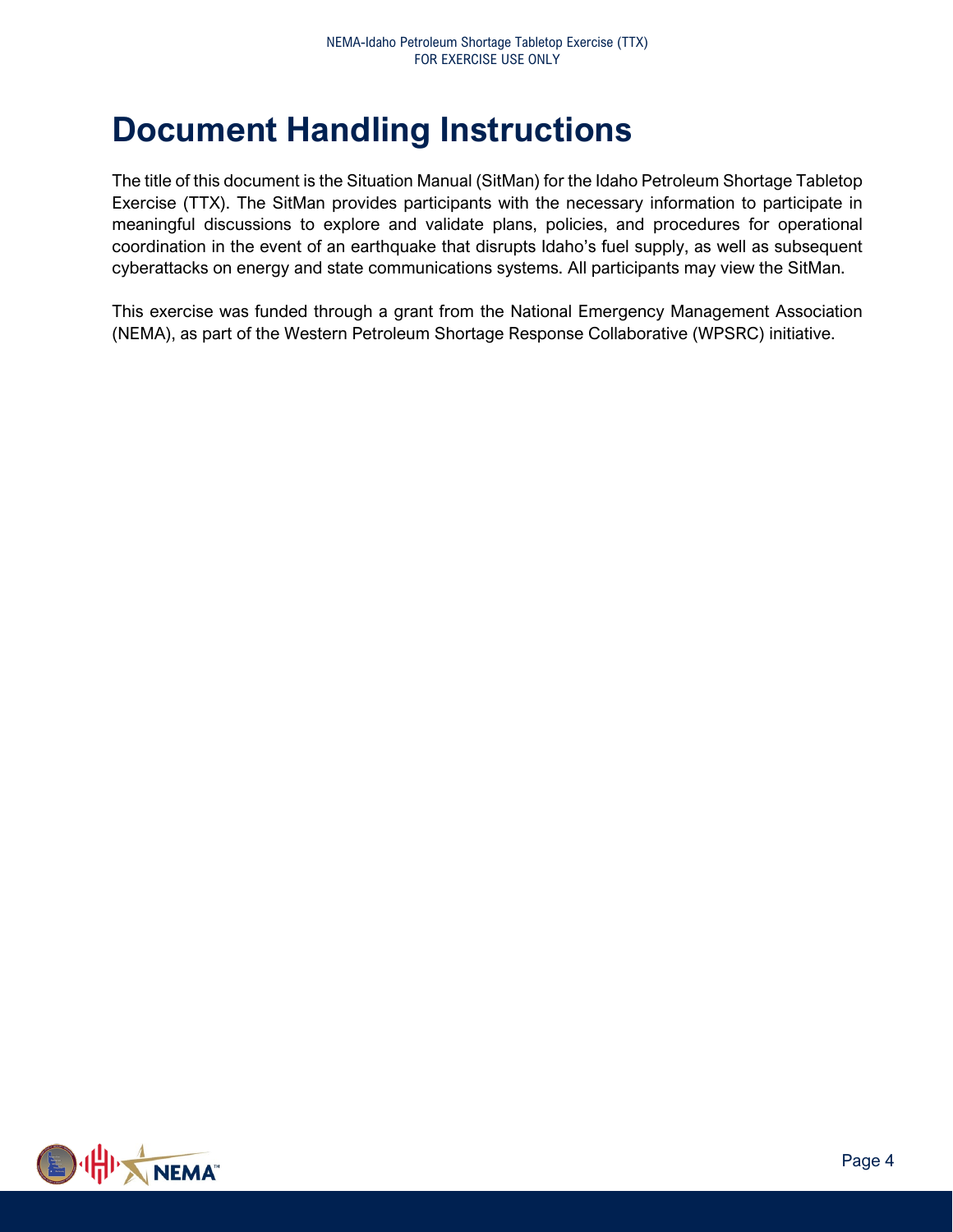# Document Handling Instructions

The title of this document is the Situation Manual (SitMan) for the Idaho Petroleum Shortage Tabletop Exercise (TTX). The SitMan provides participants with the necessary information to participate in meaningful discussions to explore and validate plans, policies, and procedures for operational coordination in the event of an earthquake that disrupts Idaho's fuel supply, as well as subsequent cyberattacks on energy and state communications systems. All participants may view the SitMan.

This exercise was funded through a grant from the National Emergency Management Association (NEMA), as part of the Western Petroleum Shortage Response Collaborative (WPSRC) initiative.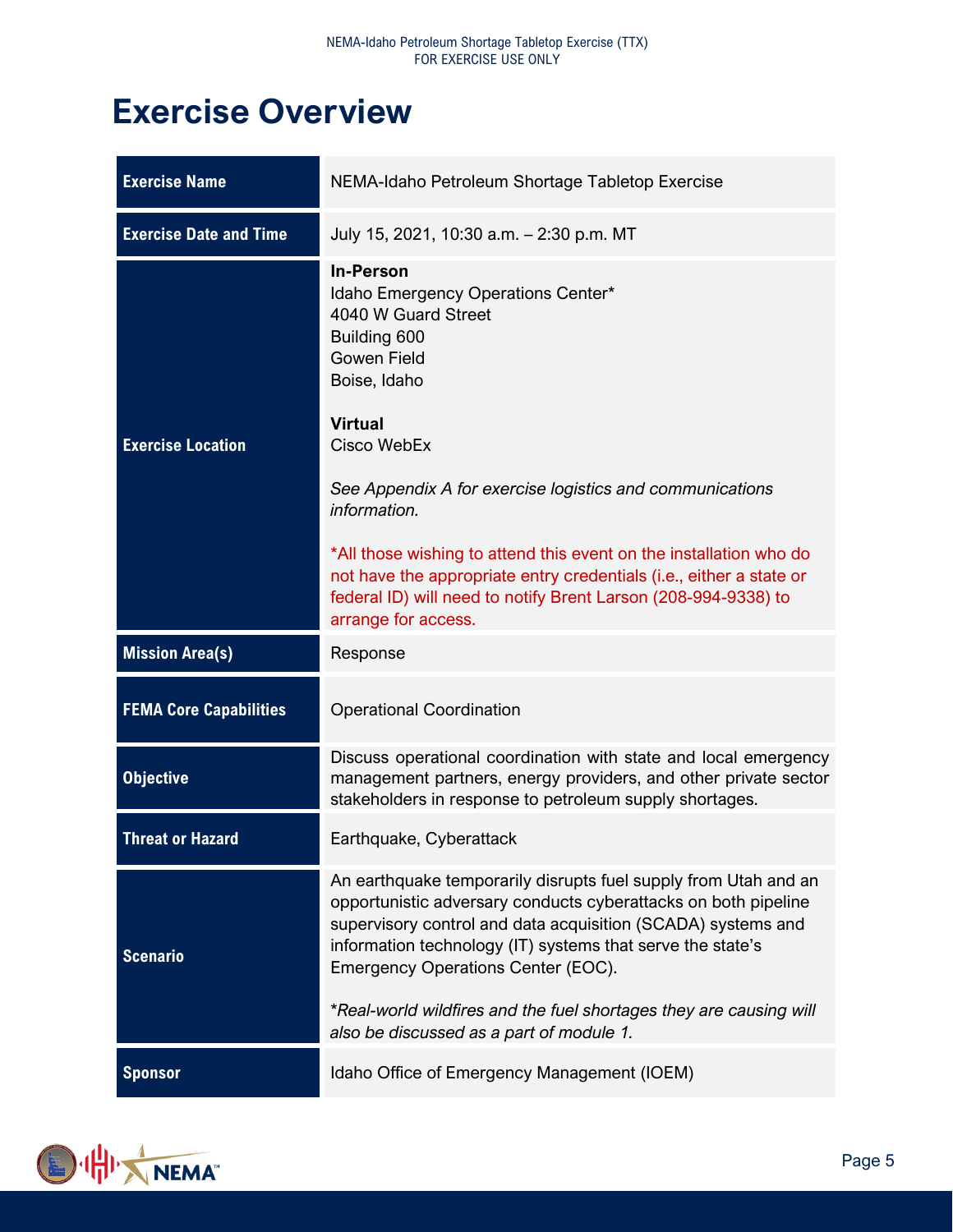# Exercise Overview

| | |
|---|---|
| **Exercise Name** | NEMA-Idaho Petroleum Shortage Tabletop Exercise |
| **Exercise Date and Time** | July 15, 2021, 10:30 a.m. – 2:30 p.m. MT |
| **Exercise Location** | **In-Person**<br>Idaho Emergency Operations Center*<br>4040 W Guard Street<br>Building 600<br>Gowen Field<br>Boise, Idaho<br><br>**Virtual**<br>Cisco WebEx<br><br>*See Appendix A for exercise logistics and communications information.*<br><br>*All those wishing to attend this event on the installation who do not have the appropriate entry credentials (i.e., either a state or federal ID) will need to notify Brent Larson (208-994-9338) to arrange for access. |
| **Mission Area(s)** | Response |
| **FEMA Core Capabilities** | Operational Coordination |
| **Objective** | Discuss operational coordination with state and local emergency management partners, energy providers, and other private sector stakeholders in response to petroleum supply shortages. |
| **Threat or Hazard** | Earthquake, Cyberattack |
| **Scenario** | An earthquake temporarily disrupts fuel supply from Utah and an opportunistic adversary conducts cyberattacks on both pipeline supervisory control and data acquisition (SCADA) systems and information technology (IT) systems that serve the state's Emergency Operations Center (EOC).<br><br>**Real-world wildfires and the fuel shortages they are causing will also be discussed as a part of module 1.* |
| **Sponsor** | Idaho Office of Emergency Management (IOEM) |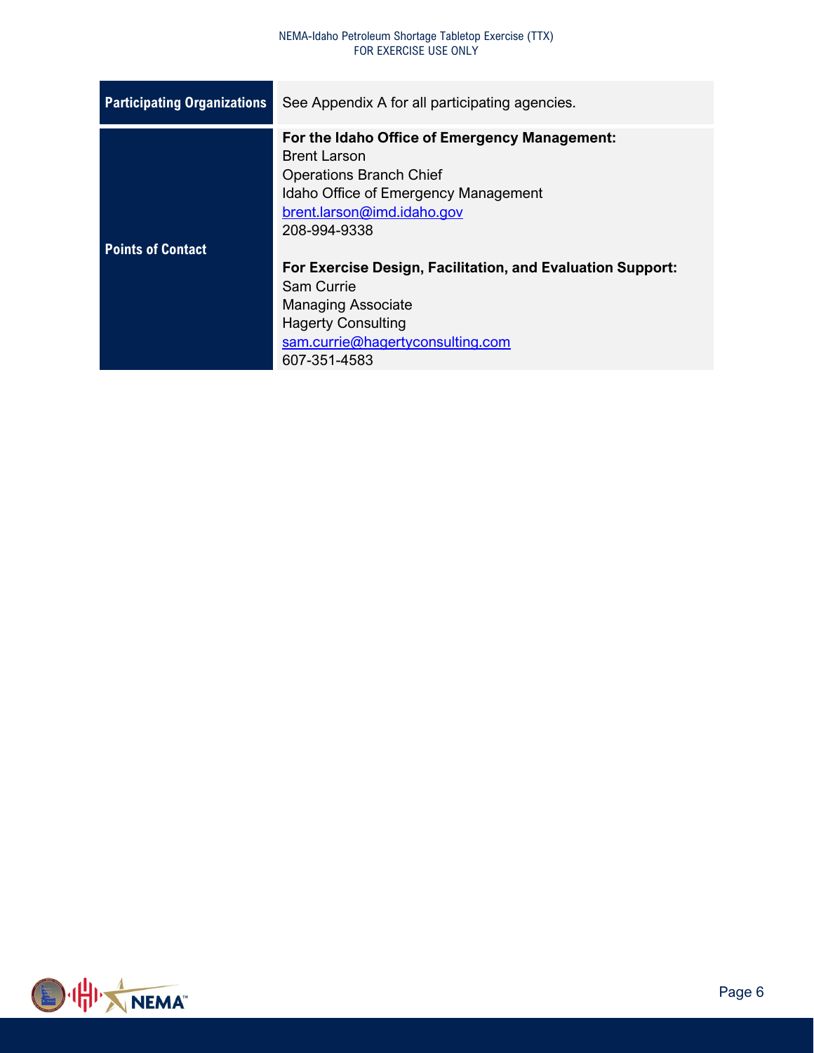| | |
|---|---|
| **Participating Organizations** | See Appendix A for all participating agencies. |
| **Points of Contact** | **For the Idaho Office of Emergency Management:**<br>Brent Larson<br>Operations Branch Chief<br>Idaho Office of Emergency Management<br>brent.larson@imd.idaho.gov<br>208-994-9338<br><br>**For Exercise Design, Facilitation, and Evaluation Support:**<br>Sam Currie<br>Managing Associate<br>Hagerty Consulting<br>sam.currie@hagertyconsulting.com<br>607-351-4583 |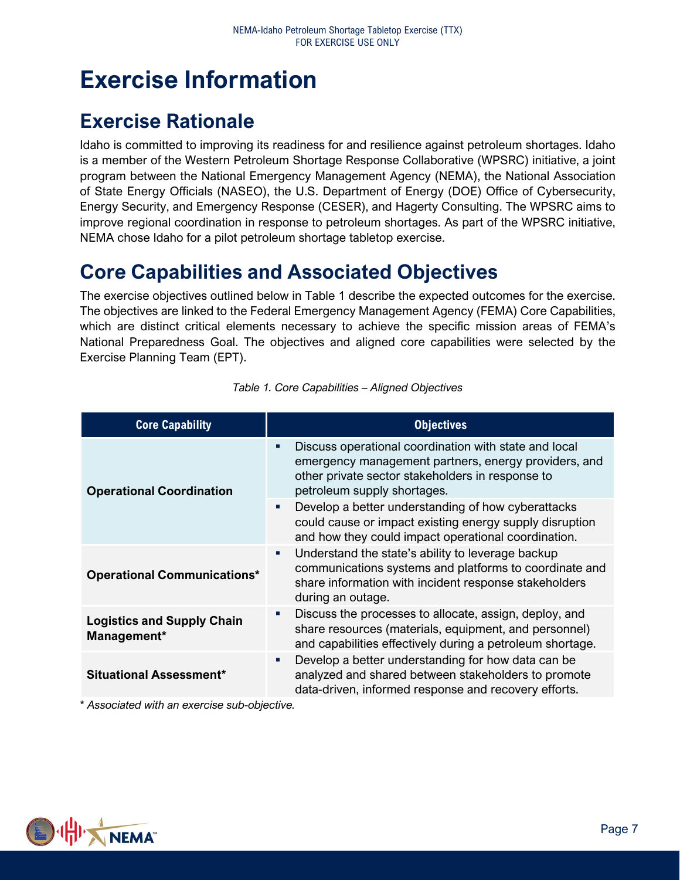# Exercise Information

## Exercise Rationale

Idaho is committed to improving its readiness for and resilience against petroleum shortages. Idaho is a member of the Western Petroleum Shortage Response Collaborative (WPSRC) initiative, a joint program between the National Emergency Management Agency (NEMA), the National Association of State Energy Officials (NASEO), the U.S. Department of Energy (DOE) Office of Cybersecurity, Energy Security, and Emergency Response (CESER), and Hagerty Consulting. The WPSRC aims to improve regional coordination in response to petroleum shortages. As part of the WPSRC initiative, NEMA chose Idaho for a pilot petroleum shortage tabletop exercise.

## Core Capabilities and Associated Objectives

The exercise objectives outlined below in Table 1 describe the expected outcomes for the exercise. The objectives are linked to the Federal Emergency Management Agency (FEMA) Core Capabilities, which are distinct critical elements necessary to achieve the specific mission areas of FEMA's National Preparedness Goal. The objectives and aligned core capabilities were selected by the Exercise Planning Team (EPT).

*Table 1. Core Capabilities – Aligned Objectives*

| Core Capability | Objectives |
|---|---|
| **Operational Coordination** | ▪ Discuss operational coordination with state and local emergency management partners, energy providers, and other private sector stakeholders in response to petroleum supply shortages. |
| | ▪ Develop a better understanding of how cyberattacks could cause or impact existing energy supply disruption and how they could impact operational coordination. |
| **Operational Communications*** | ▪ Understand the state's ability to leverage backup communications systems and platforms to coordinate and share information with incident response stakeholders during an outage. |
| **Logistics and Supply Chain Management*** | ▪ Discuss the processes to allocate, assign, deploy, and share resources (materials, equipment, and personnel) and capabilities effectively during a petroleum shortage. |
| **Situational Assessment*** | ▪ Develop a better understanding for how data can be analyzed and shared between stakeholders to promote data-driven, informed response and recovery efforts. |

*\* Associated with an exercise sub-objective.*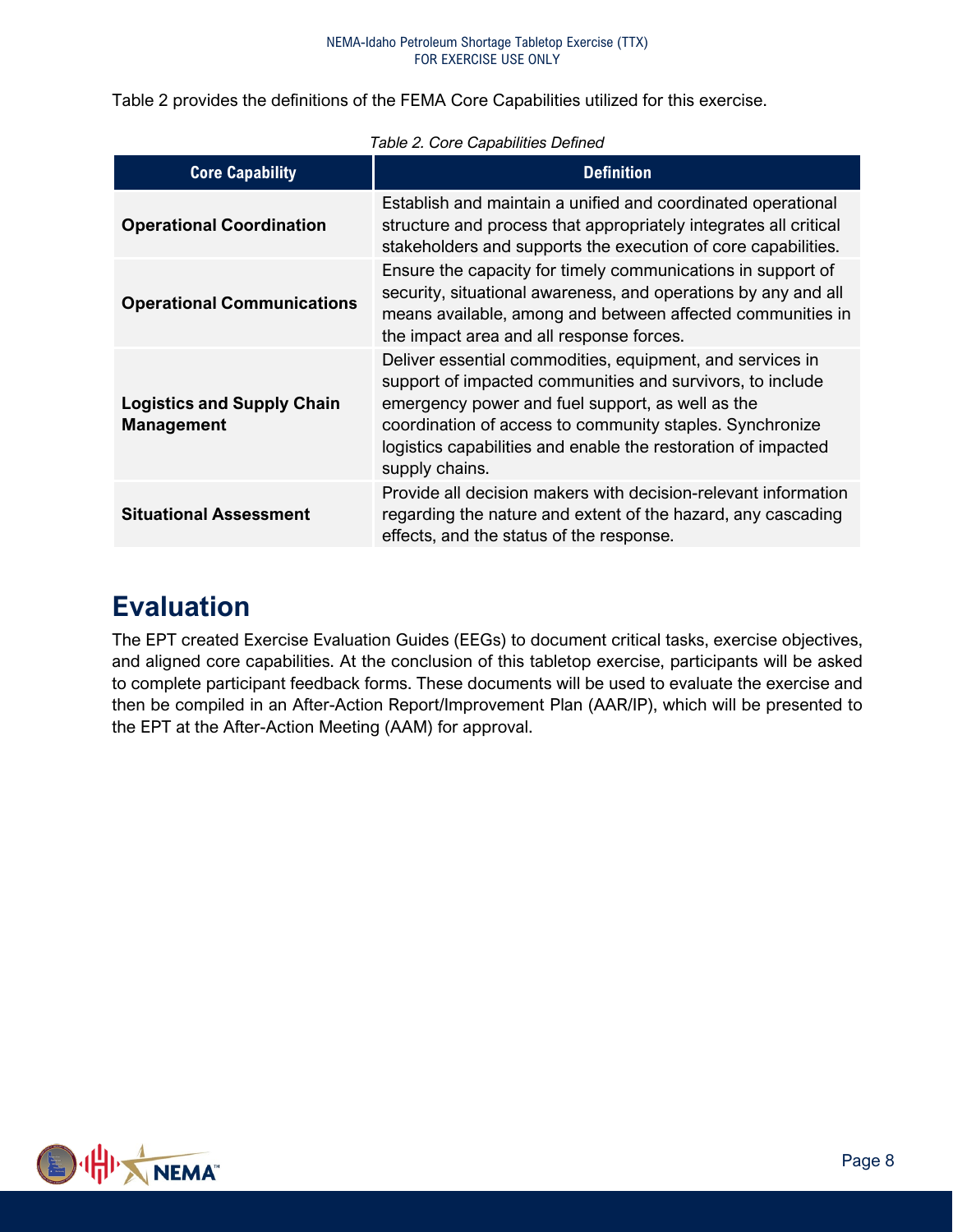Table 2 provides the definitions of the FEMA Core Capabilities utilized for this exercise.

*Table 2. Core Capabilities Defined*

| Core Capability | Definition |
|---|---|
| **Operational Coordination** | Establish and maintain a unified and coordinated operational structure and process that appropriately integrates all critical stakeholders and supports the execution of core capabilities. |
| **Operational Communications** | Ensure the capacity for timely communications in support of security, situational awareness, and operations by any and all means available, among and between affected communities in the impact area and all response forces. |
| **Logistics and Supply Chain Management** | Deliver essential commodities, equipment, and services in support of impacted communities and survivors, to include emergency power and fuel support, as well as the coordination of access to community staples. Synchronize logistics capabilities and enable the restoration of impacted supply chains. |
| **Situational Assessment** | Provide all decision makers with decision-relevant information regarding the nature and extent of the hazard, any cascading effects, and the status of the response. |

# Evaluation

The EPT created Exercise Evaluation Guides (EEGs) to document critical tasks, exercise objectives, and aligned core capabilities. At the conclusion of this tabletop exercise, participants will be asked to complete participant feedback forms. These documents will be used to evaluate the exercise and then be compiled in an After-Action Report/Improvement Plan (AAR/IP), which will be presented to the EPT at the After-Action Meeting (AAM) for approval.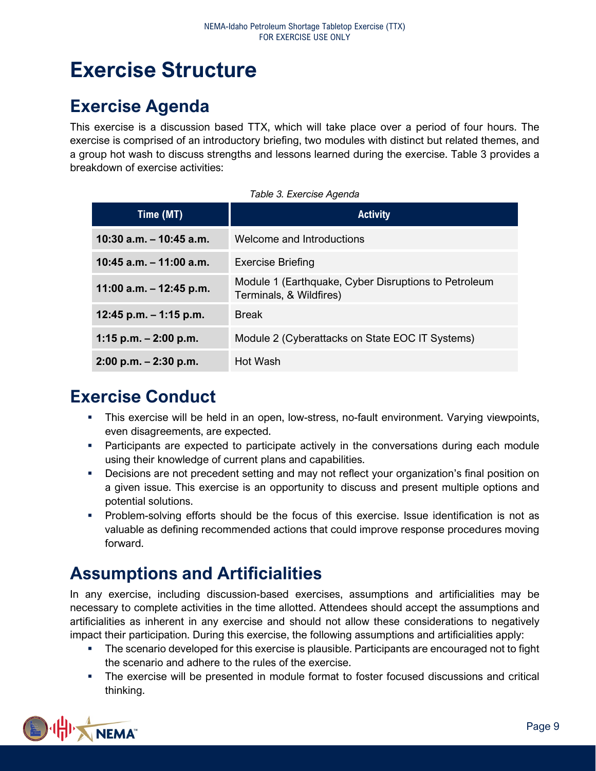# Exercise Structure

## Exercise Agenda

This exercise is a discussion based TTX, which will take place over a period of four hours. The exercise is comprised of an introductory briefing, two modules with distinct but related themes, and a group hot wash to discuss strengths and lessons learned during the exercise. Table 3 provides a breakdown of exercise activities:

*Table 3. Exercise Agenda*

| Time (MT) | Activity |
|---|---|
| **10:30 a.m. – 10:45 a.m.** | Welcome and Introductions |
| **10:45 a.m. – 11:00 a.m.** | Exercise Briefing |
| **11:00 a.m. – 12:45 p.m.** | Module 1 (Earthquake, Cyber Disruptions to Petroleum Terminals, & Wildfires) |
| **12:45 p.m. – 1:15 p.m.** | Break |
| **1:15 p.m. – 2:00 p.m.** | Module 2 (Cyberattacks on State EOC IT Systems) |
| **2:00 p.m. – 2:30 p.m.** | Hot Wash |

## Exercise Conduct

- This exercise will be held in an open, low-stress, no-fault environment. Varying viewpoints, even disagreements, are expected.
- Participants are expected to participate actively in the conversations during each module using their knowledge of current plans and capabilities.
- Decisions are not precedent setting and may not reflect your organization's final position on a given issue. This exercise is an opportunity to discuss and present multiple options and potential solutions.
- Problem-solving efforts should be the focus of this exercise. Issue identification is not as valuable as defining recommended actions that could improve response procedures moving forward.

## Assumptions and Artificialities

In any exercise, including discussion-based exercises, assumptions and artificialities may be necessary to complete activities in the time allotted. Attendees should accept the assumptions and artificialities as inherent in any exercise and should not allow these considerations to negatively impact their participation. During this exercise, the following assumptions and artificialities apply:

- The scenario developed for this exercise is plausible. Participants are encouraged not to fight the scenario and adhere to the rules of the exercise.
- The exercise will be presented in module format to foster focused discussions and critical thinking.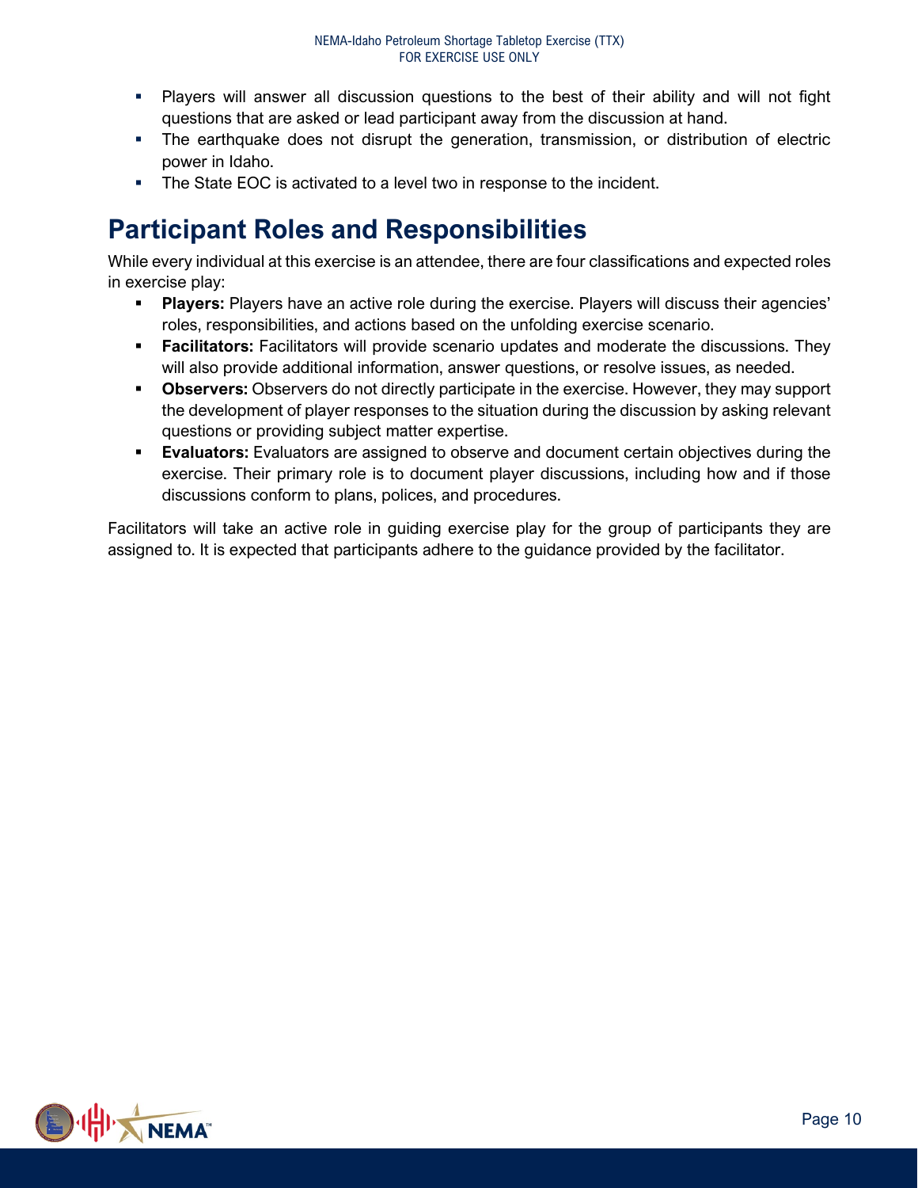- Players will answer all discussion questions to the best of their ability and will not fight questions that are asked or lead participant away from the discussion at hand.
- The earthquake does not disrupt the generation, transmission, or distribution of electric power in Idaho.
- The State EOC is activated to a level two in response to the incident.

# Participant Roles and Responsibilities

While every individual at this exercise is an attendee, there are four classifications and expected roles in exercise play:

- **Players:** Players have an active role during the exercise. Players will discuss their agencies' roles, responsibilities, and actions based on the unfolding exercise scenario.
- **Facilitators:** Facilitators will provide scenario updates and moderate the discussions. They will also provide additional information, answer questions, or resolve issues, as needed.
- **Observers:** Observers do not directly participate in the exercise. However, they may support the development of player responses to the situation during the discussion by asking relevant questions or providing subject matter expertise.
- **Evaluators:** Evaluators are assigned to observe and document certain objectives during the exercise. Their primary role is to document player discussions, including how and if those discussions conform to plans, polices, and procedures.

Facilitators will take an active role in guiding exercise play for the group of participants they are assigned to. It is expected that participants adhere to the guidance provided by the facilitator.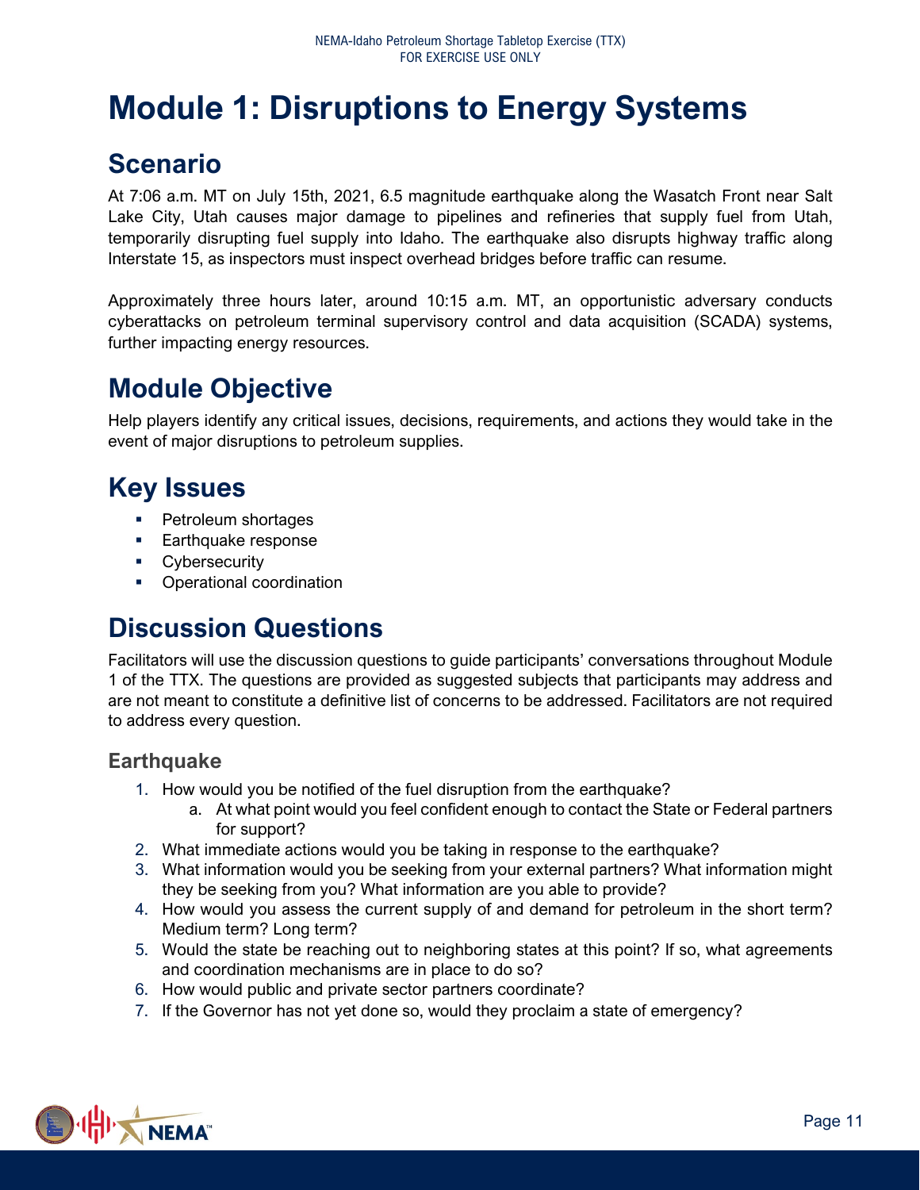# Module 1: Disruptions to Energy Systems

## Scenario

At 7:06 a.m. MT on July 15th, 2021, 6.5 magnitude earthquake along the Wasatch Front near Salt Lake City, Utah causes major damage to pipelines and refineries that supply fuel from Utah, temporarily disrupting fuel supply into Idaho. The earthquake also disrupts highway traffic along Interstate 15, as inspectors must inspect overhead bridges before traffic can resume.

Approximately three hours later, around 10:15 a.m. MT, an opportunistic adversary conducts cyberattacks on petroleum terminal supervisory control and data acquisition (SCADA) systems, further impacting energy resources.

## Module Objective

Help players identify any critical issues, decisions, requirements, and actions they would take in the event of major disruptions to petroleum supplies.

## Key Issues

- Petroleum shortages
- Earthquake response
- Cybersecurity
- Operational coordination

## Discussion Questions

Facilitators will use the discussion questions to guide participants' conversations throughout Module 1 of the TTX. The questions are provided as suggested subjects that participants may address and are not meant to constitute a definitive list of concerns to be addressed. Facilitators are not required to address every question.

### Earthquake

1. How would you be notified of the fuel disruption from the earthquake?
   a. At what point would you feel confident enough to contact the State or Federal partners for support?
2. What immediate actions would you be taking in response to the earthquake?
3. What information would you be seeking from your external partners? What information might they be seeking from you? What information are you able to provide?
4. How would you assess the current supply of and demand for petroleum in the short term? Medium term? Long term?
5. Would the state be reaching out to neighboring states at this point? If so, what agreements and coordination mechanisms are in place to do so?
6. How would public and private sector partners coordinate?
7. If the Governor has not yet done so, would they proclaim a state of emergency?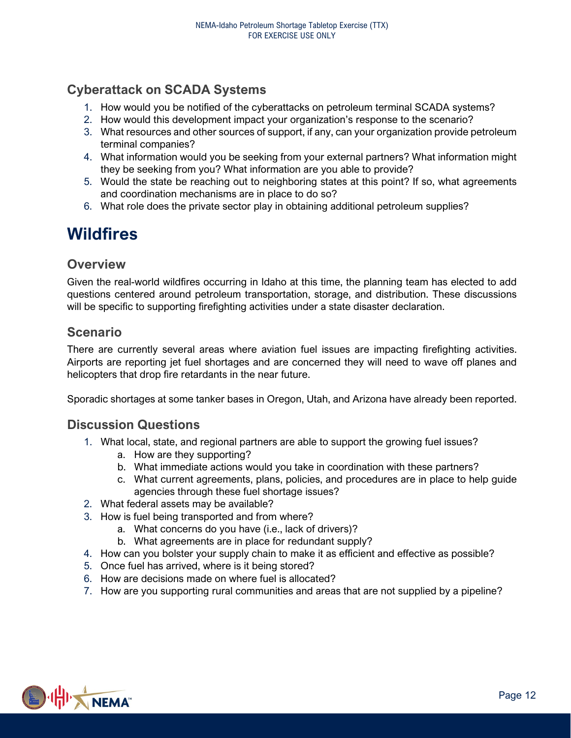### Cyberattack on SCADA Systems

1. How would you be notified of the cyberattacks on petroleum terminal SCADA systems?
2. How would this development impact your organization's response to the scenario?
3. What resources and other sources of support, if any, can your organization provide petroleum terminal companies?
4. What information would you be seeking from your external partners? What information might they be seeking from you? What information are you able to provide?
5. Would the state be reaching out to neighboring states at this point? If so, what agreements and coordination mechanisms are in place to do so?
6. What role does the private sector play in obtaining additional petroleum supplies?

## Wildfires

### Overview

Given the real-world wildfires occurring in Idaho at this time, the planning team has elected to add questions centered around petroleum transportation, storage, and distribution. These discussions will be specific to supporting firefighting activities under a state disaster declaration.

### Scenario

There are currently several areas where aviation fuel issues are impacting firefighting activities. Airports are reporting jet fuel shortages and are concerned they will need to wave off planes and helicopters that drop fire retardants in the near future.

Sporadic shortages at some tanker bases in Oregon, Utah, and Arizona have already been reported.

### Discussion Questions

1. What local, state, and regional partners are able to support the growing fuel issues?
   a. How are they supporting?
   b. What immediate actions would you take in coordination with these partners?
   c. What current agreements, plans, policies, and procedures are in place to help guide agencies through these fuel shortage issues?
2. What federal assets may be available?
3. How is fuel being transported and from where?
   a. What concerns do you have (i.e., lack of drivers)?
   b. What agreements are in place for redundant supply?
4. How can you bolster your supply chain to make it as efficient and effective as possible?
5. Once fuel has arrived, where is it being stored?
6. How are decisions made on where fuel is allocated?
7. How are you supporting rural communities and areas that are not supplied by a pipeline?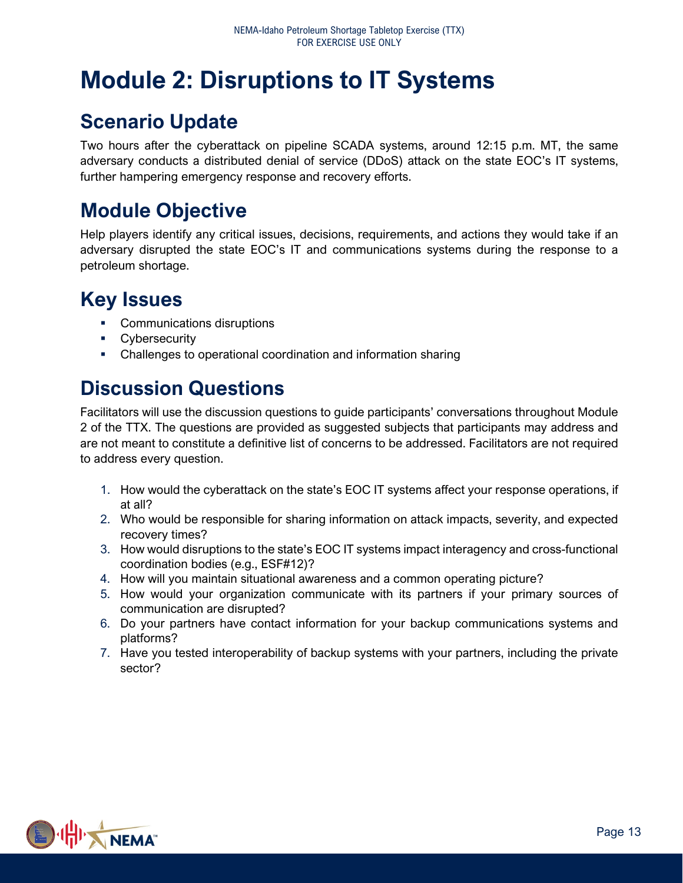# Module 2: Disruptions to IT Systems

## Scenario Update

Two hours after the cyberattack on pipeline SCADA systems, around 12:15 p.m. MT, the same adversary conducts a distributed denial of service (DDoS) attack on the state EOC's IT systems, further hampering emergency response and recovery efforts.

## Module Objective

Help players identify any critical issues, decisions, requirements, and actions they would take if an adversary disrupted the state EOC's IT and communications systems during the response to a petroleum shortage.

## Key Issues

- Communications disruptions
- Cybersecurity
- Challenges to operational coordination and information sharing

## Discussion Questions

Facilitators will use the discussion questions to guide participants' conversations throughout Module 2 of the TTX. The questions are provided as suggested subjects that participants may address and are not meant to constitute a definitive list of concerns to be addressed. Facilitators are not required to address every question.

1. How would the cyberattack on the state's EOC IT systems affect your response operations, if at all?
2. Who would be responsible for sharing information on attack impacts, severity, and expected recovery times?
3. How would disruptions to the state's EOC IT systems impact interagency and cross-functional coordination bodies (e.g., ESF#12)?
4. How will you maintain situational awareness and a common operating picture?
5. How would your organization communicate with its partners if your primary sources of communication are disrupted?
6. Do your partners have contact information for your backup communications systems and platforms?
7. Have you tested interoperability of backup systems with your partners, including the private sector?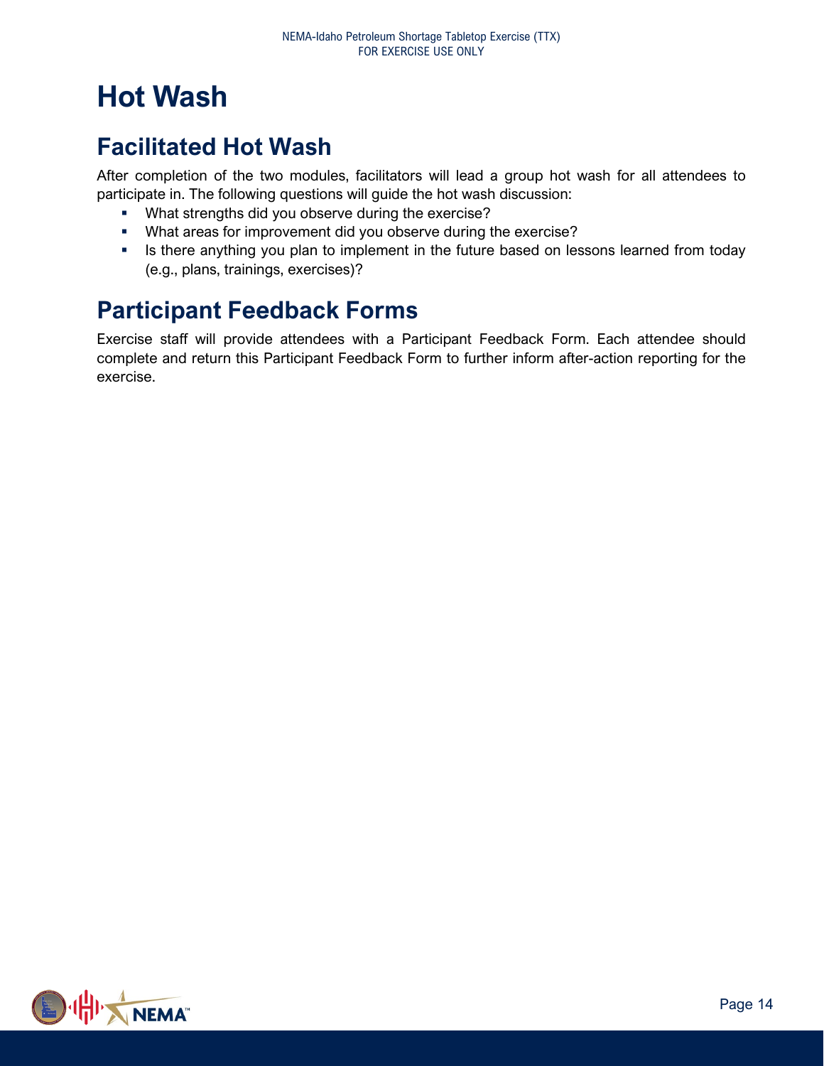# Hot Wash

## Facilitated Hot Wash

After completion of the two modules, facilitators will lead a group hot wash for all attendees to participate in. The following questions will guide the hot wash discussion:

- What strengths did you observe during the exercise?
- What areas for improvement did you observe during the exercise?
- Is there anything you plan to implement in the future based on lessons learned from today (e.g., plans, trainings, exercises)?

## Participant Feedback Forms

Exercise staff will provide attendees with a Participant Feedback Form. Each attendee should complete and return this Participant Feedback Form to further inform after-action reporting for the exercise.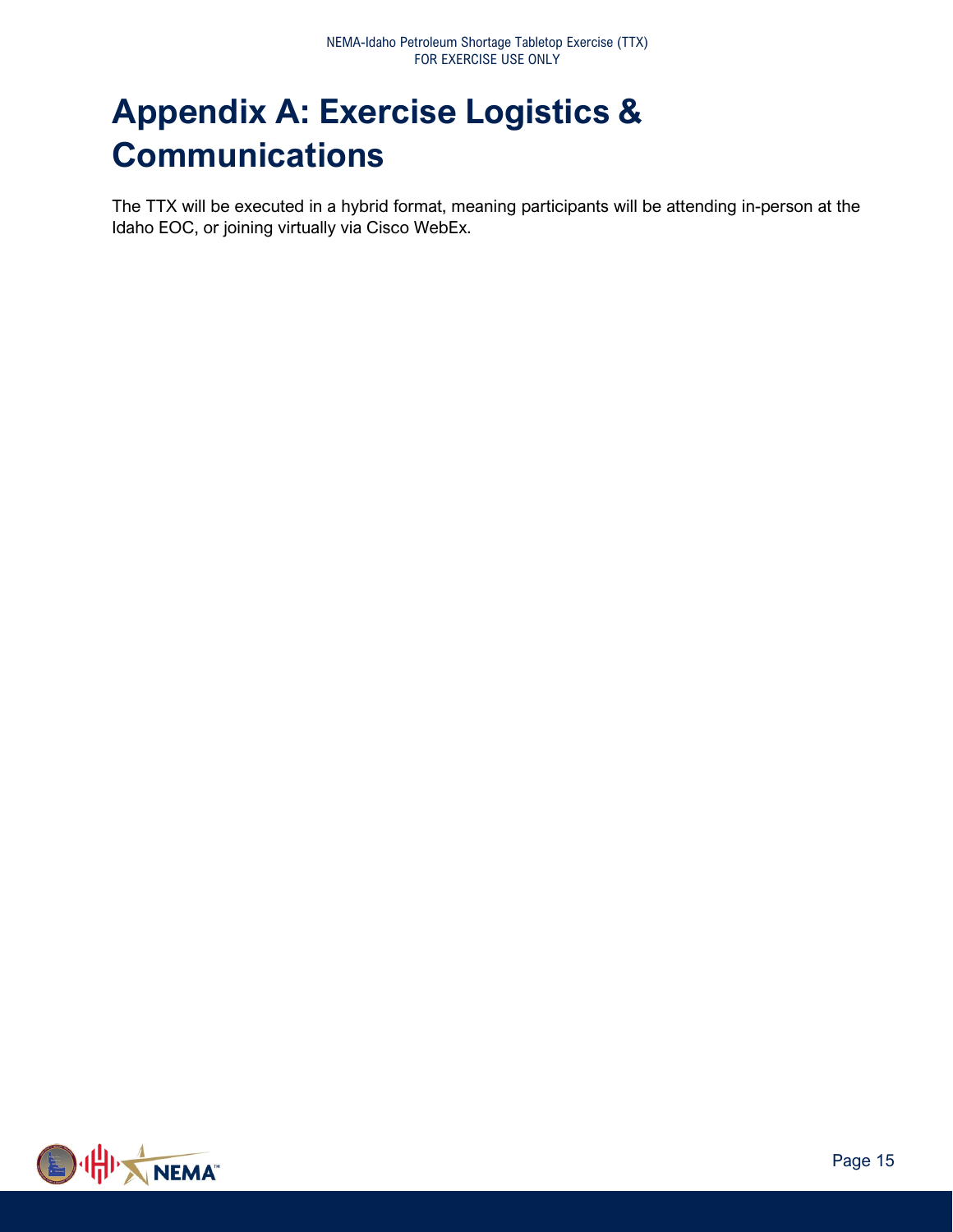# Appendix A: Exercise Logistics & Communications

The TTX will be executed in a hybrid format, meaning participants will be attending in-person at the Idaho EOC, or joining virtually via Cisco WebEx.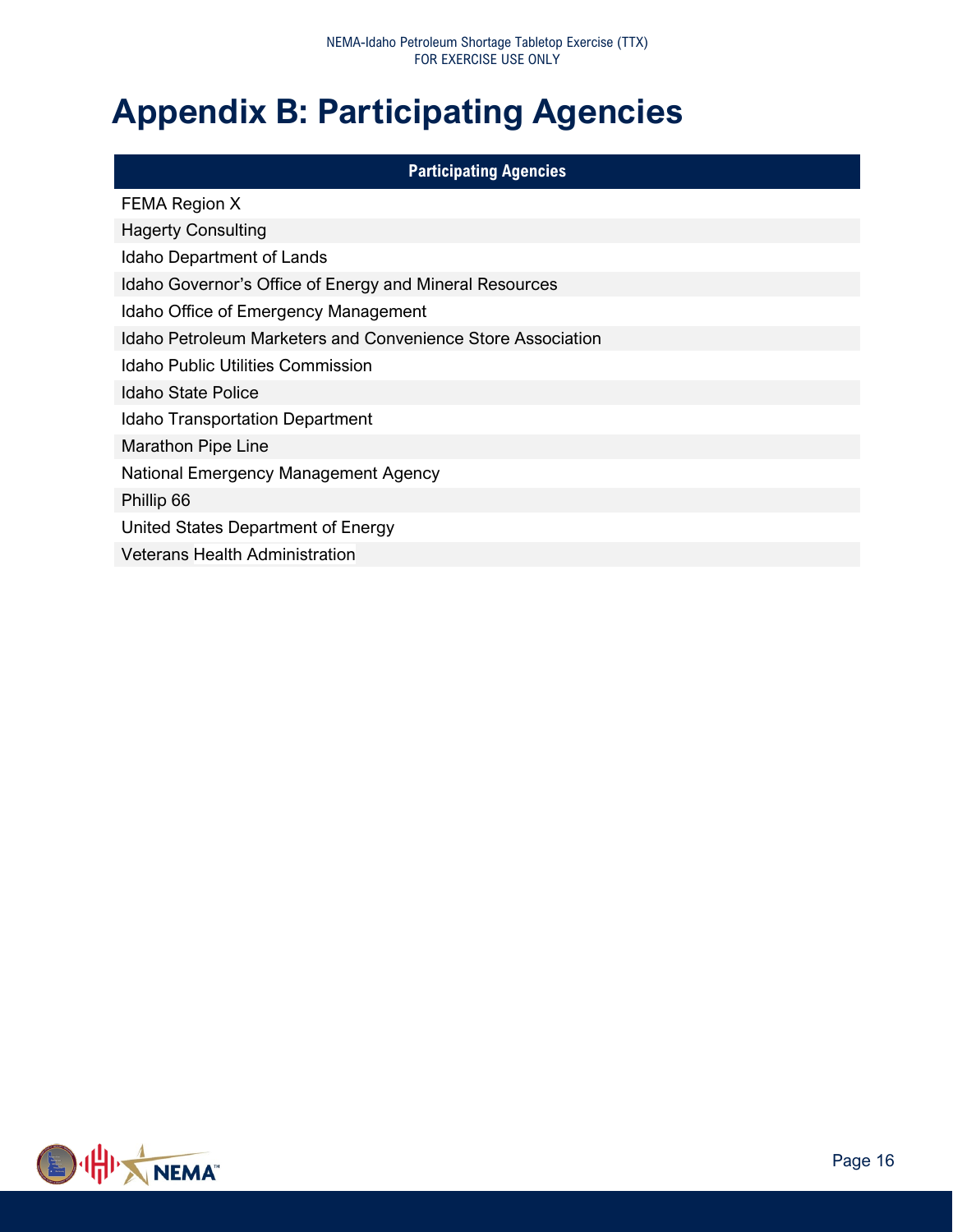# Appendix B: Participating Agencies

| Participating Agencies |
|---|
| FEMA Region X |
| Hagerty Consulting |
| Idaho Department of Lands |
| Idaho Governor's Office of Energy and Mineral Resources |
| Idaho Office of Emergency Management |
| Idaho Petroleum Marketers and Convenience Store Association |
| Idaho Public Utilities Commission |
| Idaho State Police |
| Idaho Transportation Department |
| Marathon Pipe Line |
| National Emergency Management Agency |
| Phillip 66 |
| United States Department of Energy |
| Veterans Health Administration |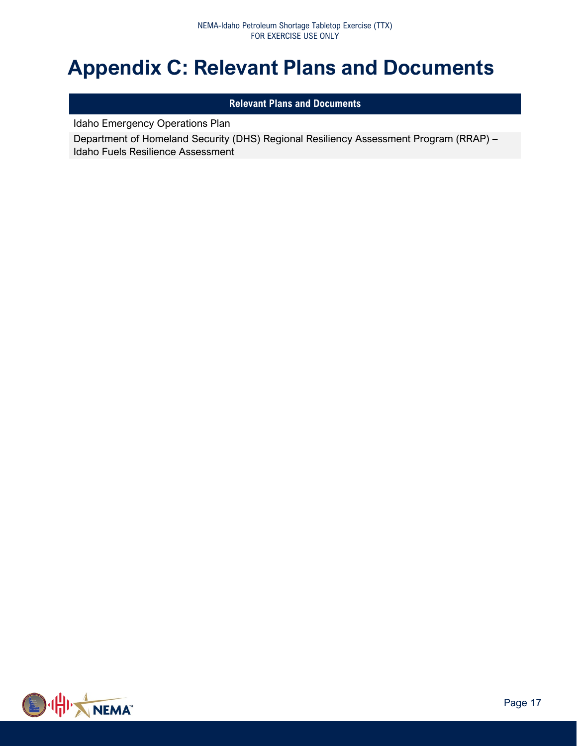# Appendix C: Relevant Plans and Documents

| Relevant Plans and Documents |
| --- |
| Idaho Emergency Operations Plan |
| Department of Homeland Security (DHS) Regional Resiliency Assessment Program (RRAP) – Idaho Fuels Resilience Assessment |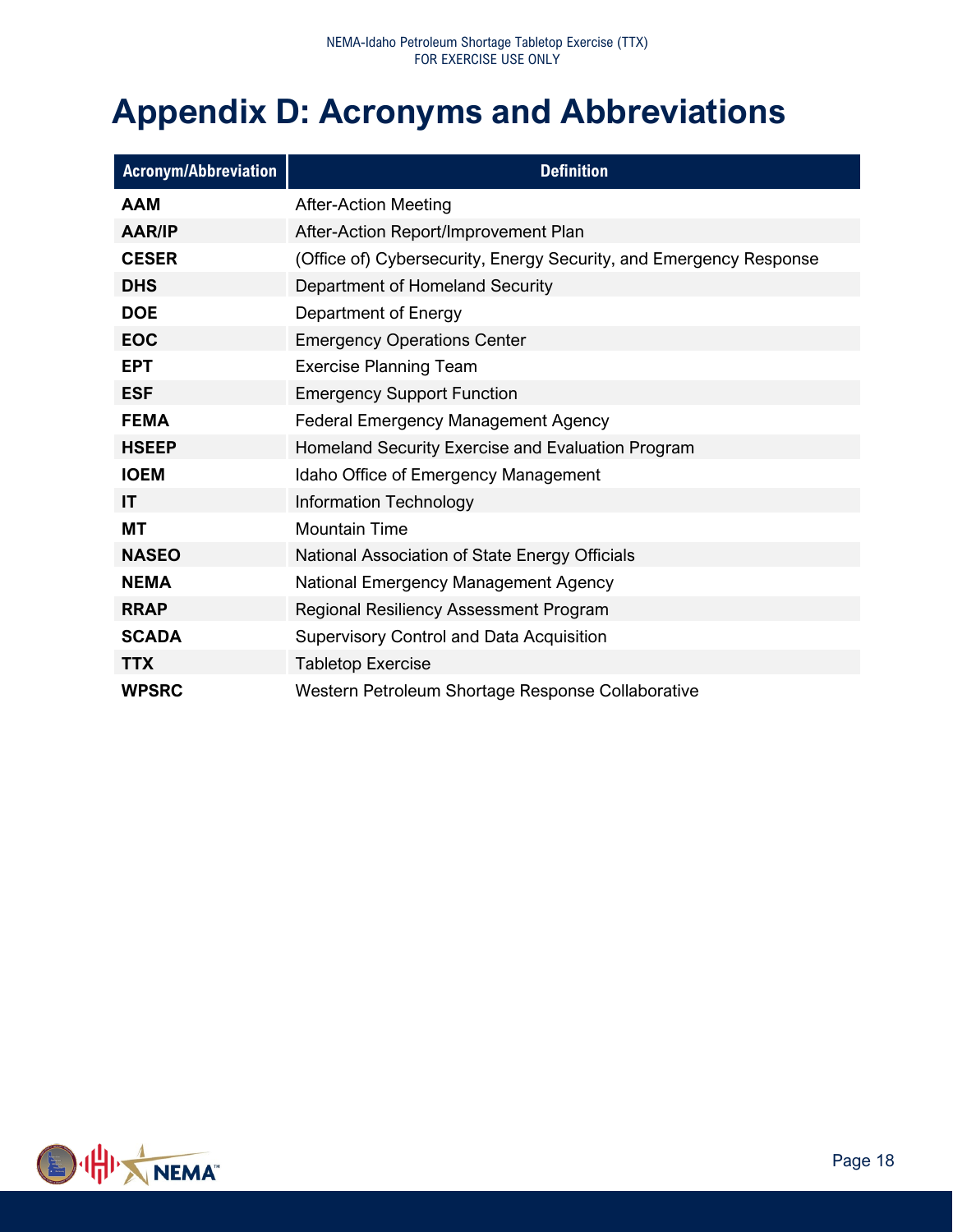# Appendix D: Acronyms and Abbreviations

| Acronym/Abbreviation | Definition |
|---|---|
| **AAM** | After-Action Meeting |
| **AAR/IP** | After-Action Report/Improvement Plan |
| **CESER** | (Office of) Cybersecurity, Energy Security, and Emergency Response |
| **DHS** | Department of Homeland Security |
| **DOE** | Department of Energy |
| **EOC** | Emergency Operations Center |
| **EPT** | Exercise Planning Team |
| **ESF** | Emergency Support Function |
| **FEMA** | Federal Emergency Management Agency |
| **HSEEP** | Homeland Security Exercise and Evaluation Program |
| **IOEM** | Idaho Office of Emergency Management |
| **IT** | Information Technology |
| **MT** | Mountain Time |
| **NASEO** | National Association of State Energy Officials |
| **NEMA** | National Emergency Management Agency |
| **RRAP** | Regional Resiliency Assessment Program |
| **SCADA** | Supervisory Control and Data Acquisition |
| **TTX** | Tabletop Exercise |
| **WPSRC** | Western Petroleum Shortage Response Collaborative |